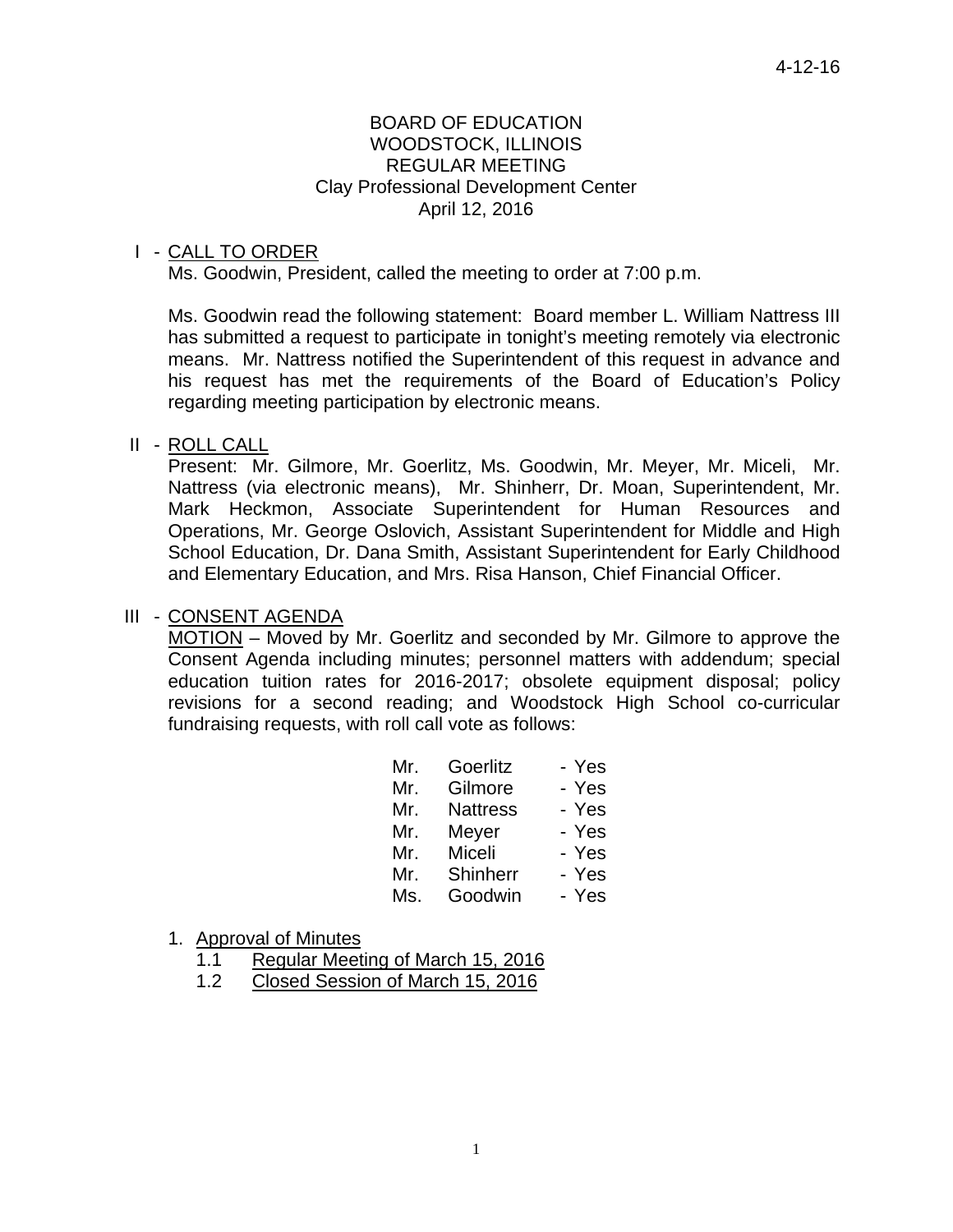4-12-16

BOARD OF EDUCATION
WOODSTOCK, ILLINOIS
REGULAR MEETING
Clay Professional Development Center
April 12, 2016

I - CALL TO ORDER

Ms. Goodwin, President, called the meeting to order at 7:00 p.m.

Ms. Goodwin read the following statement: Board member L. William Nattress III has submitted a request to participate in tonight's meeting remotely via electronic means. Mr. Nattress notified the Superintendent of this request in advance and his request has met the requirements of the Board of Education's Policy regarding meeting participation by electronic means.

II - ROLL CALL

Present: Mr. Gilmore, Mr. Goerlitz, Ms. Goodwin, Mr. Meyer, Mr. Miceli, Mr. Nattress (via electronic means), Mr. Shinherr, Dr. Moan, Superintendent, Mr. Mark Heckmon, Associate Superintendent for Human Resources and Operations, Mr. George Oslovich, Assistant Superintendent for Middle and High School Education, Dr. Dana Smith, Assistant Superintendent for Early Childhood and Elementary Education, and Mrs. Risa Hanson, Chief Financial Officer.

III - CONSENT AGENDA

MOTION – Moved by Mr. Goerlitz and seconded by Mr. Gilmore to approve the Consent Agenda including minutes; personnel matters with addendum; special education tuition rates for 2016-2017; obsolete equipment disposal; policy revisions for a second reading; and Woodstock High School co-curricular fundraising requests, with roll call vote as follows:

Mr. Goerlitz - Yes
Mr. Gilmore - Yes
Mr. Nattress - Yes
Mr. Meyer - Yes
Mr. Miceli - Yes
Mr. Shinherr - Yes
Ms. Goodwin - Yes

1. Approval of Minutes
   1.1 Regular Meeting of March 15, 2016
   1.2 Closed Session of March 15, 2016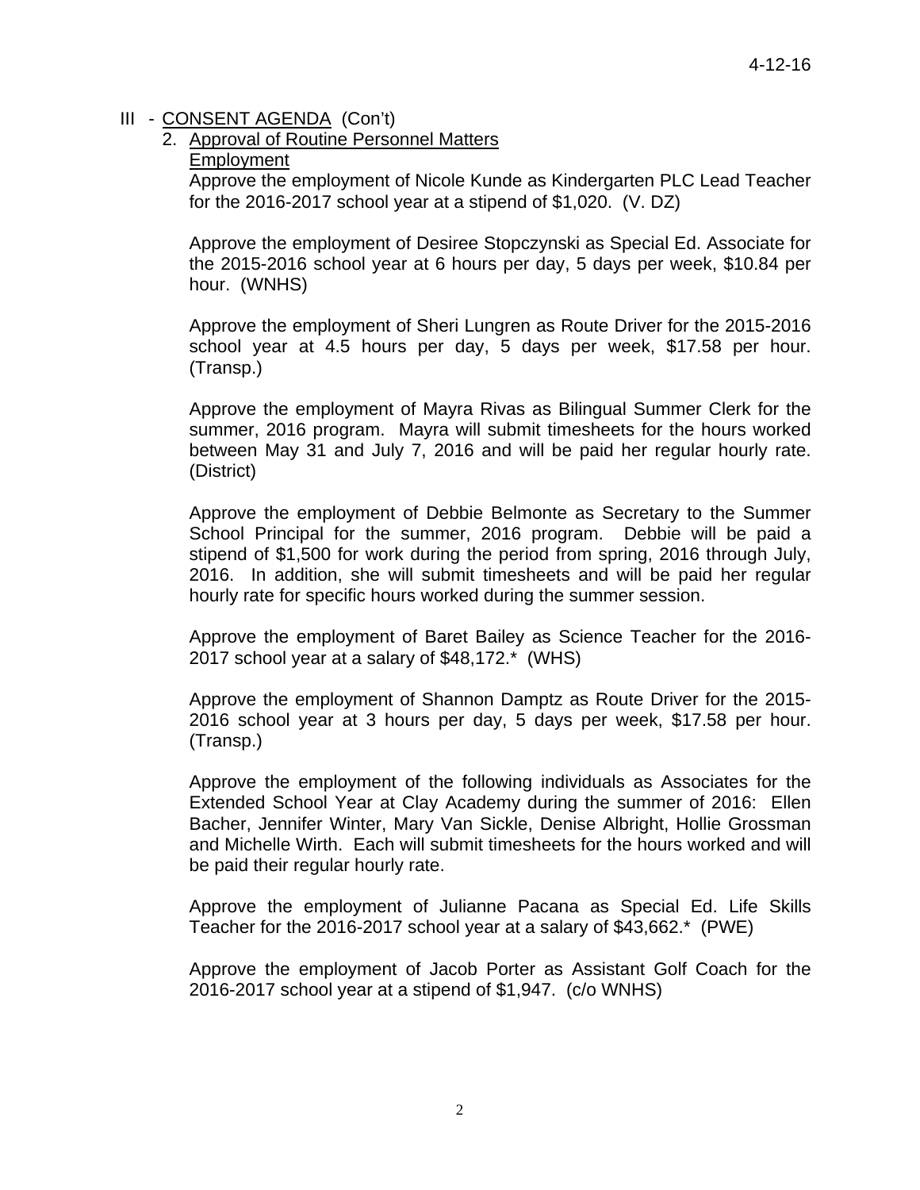III - <u>CONSENT AGENDA</u> (Con't)

2. <u>Approval of Routine Personnel Matters</u>

<u>Employment</u>

Approve the employment of Nicole Kunde as Kindergarten PLC Lead Teacher for the 2016-2017 school year at a stipend of $1,020. (V. DZ)

Approve the employment of Desiree Stopczynski as Special Ed. Associate for the 2015-2016 school year at 6 hours per day, 5 days per week, $10.84 per hour. (WNHS)

Approve the employment of Sheri Lungren as Route Driver for the 2015-2016 school year at 4.5 hours per day, 5 days per week, $17.58 per hour. (Transp.)

Approve the employment of Mayra Rivas as Bilingual Summer Clerk for the summer, 2016 program. Mayra will submit timesheets for the hours worked between May 31 and July 7, 2016 and will be paid her regular hourly rate. (District)

Approve the employment of Debbie Belmonte as Secretary to the Summer School Principal for the summer, 2016 program. Debbie will be paid a stipend of $1,500 for work during the period from spring, 2016 through July, 2016. In addition, she will submit timesheets and will be paid her regular hourly rate for specific hours worked during the summer session.

Approve the employment of Baret Bailey as Science Teacher for the 2016-2017 school year at a salary of $48,172.* (WHS)

Approve the employment of Shannon Damptz as Route Driver for the 2015-2016 school year at 3 hours per day, 5 days per week, $17.58 per hour. (Transp.)

Approve the employment of the following individuals as Associates for the Extended School Year at Clay Academy during the summer of 2016: Ellen Bacher, Jennifer Winter, Mary Van Sickle, Denise Albright, Hollie Grossman and Michelle Wirth. Each will submit timesheets for the hours worked and will be paid their regular hourly rate.

Approve the employment of Julianne Pacana as Special Ed. Life Skills Teacher for the 2016-2017 school year at a salary of $43,662.* (PWE)

Approve the employment of Jacob Porter as Assistant Golf Coach for the 2016-2017 school year at a stipend of $1,947. (c/o WNHS)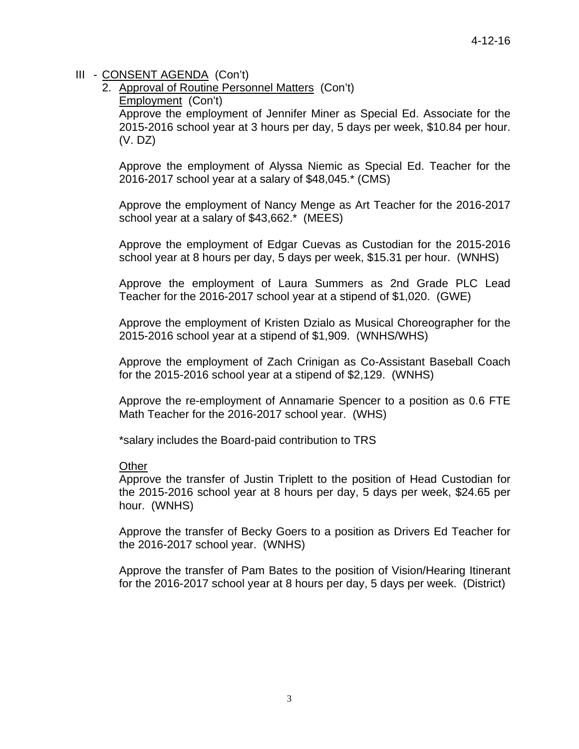III - CONSENT AGENDA (Con't)

2. Approval of Routine Personnel Matters (Con't)

Employment (Con't)

Approve the employment of Jennifer Miner as Special Ed. Associate for the 2015-2016 school year at 3 hours per day, 5 days per week, $10.84 per hour. (V. DZ)

Approve the employment of Alyssa Niemic as Special Ed. Teacher for the 2016-2017 school year at a salary of $48,045.* (CMS)

Approve the employment of Nancy Menge as Art Teacher for the 2016-2017 school year at a salary of $43,662.* (MEES)

Approve the employment of Edgar Cuevas as Custodian for the 2015-2016 school year at 8 hours per day, 5 days per week, $15.31 per hour. (WNHS)

Approve the employment of Laura Summers as 2nd Grade PLC Lead Teacher for the 2016-2017 school year at a stipend of $1,020. (GWE)

Approve the employment of Kristen Dzialo as Musical Choreographer for the 2015-2016 school year at a stipend of $1,909. (WNHS/WHS)

Approve the employment of Zach Crinigan as Co-Assistant Baseball Coach for the 2015-2016 school year at a stipend of $2,129. (WNHS)

Approve the re-employment of Annamarie Spencer to a position as 0.6 FTE Math Teacher for the 2016-2017 school year. (WHS)

*salary includes the Board-paid contribution to TRS

Other

Approve the transfer of Justin Triplett to the position of Head Custodian for the 2015-2016 school year at 8 hours per day, 5 days per week, $24.65 per hour. (WNHS)

Approve the transfer of Becky Goers to a position as Drivers Ed Teacher for the 2016-2017 school year. (WNHS)

Approve the transfer of Pam Bates to the position of Vision/Hearing Itinerant for the 2016-2017 school year at 8 hours per day, 5 days per week. (District)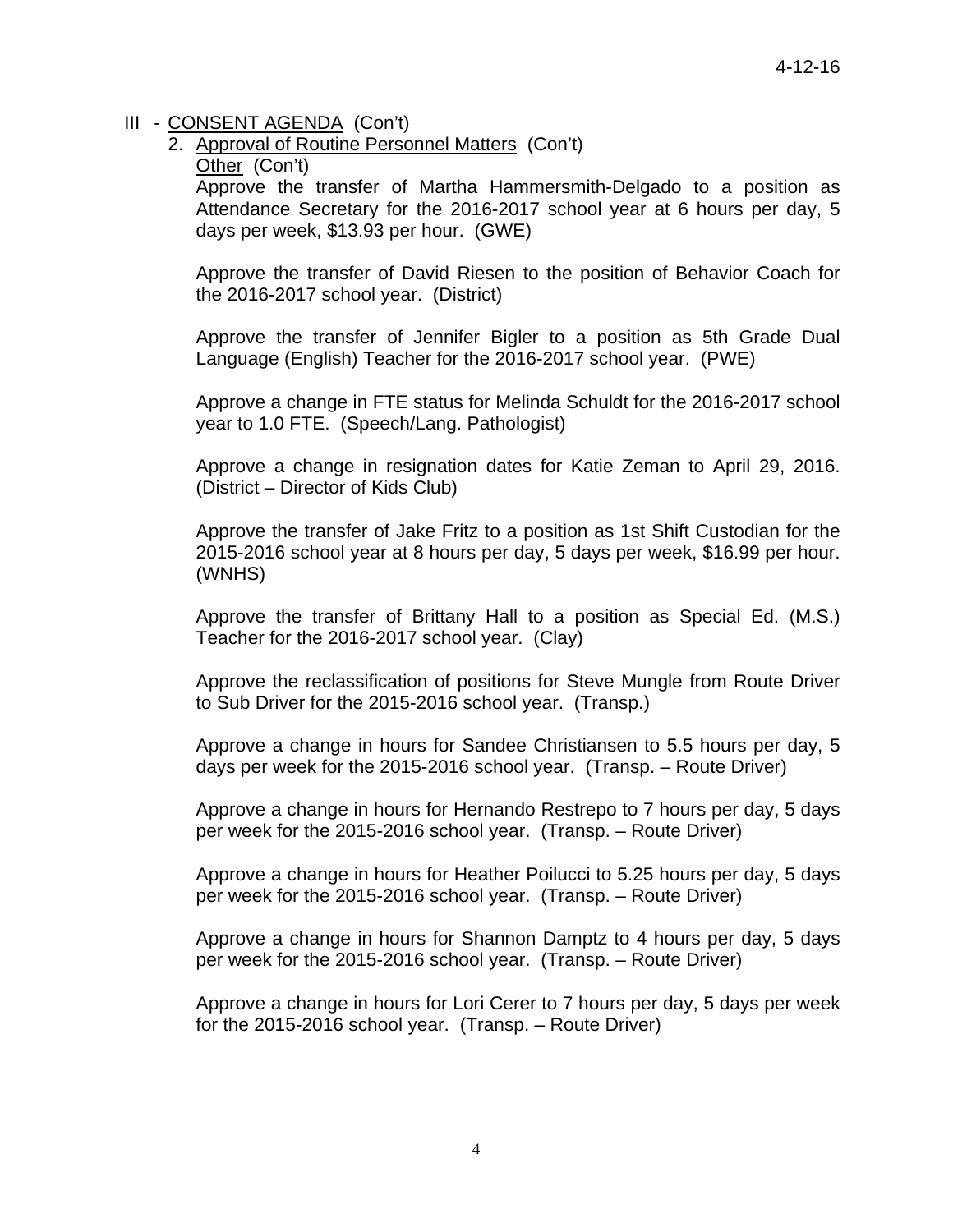III - <u>CONSENT AGENDA</u> (Con't)

2. <u>Approval of Routine Personnel Matters</u> (Con't)

   <u>Other</u> (Con't)

   Approve the transfer of Martha Hammersmith-Delgado to a position as Attendance Secretary for the 2016-2017 school year at 6 hours per day, 5 days per week, $13.93 per hour. (GWE)

   Approve the transfer of David Riesen to the position of Behavior Coach for the 2016-2017 school year. (District)

   Approve the transfer of Jennifer Bigler to a position as 5th Grade Dual Language (English) Teacher for the 2016-2017 school year. (PWE)

   Approve a change in FTE status for Melinda Schuldt for the 2016-2017 school year to 1.0 FTE. (Speech/Lang. Pathologist)

   Approve a change in resignation dates for Katie Zeman to April 29, 2016. (District – Director of Kids Club)

   Approve the transfer of Jake Fritz to a position as 1st Shift Custodian for the 2015-2016 school year at 8 hours per day, 5 days per week, $16.99 per hour. (WNHS)

   Approve the transfer of Brittany Hall to a position as Special Ed. (M.S.) Teacher for the 2016-2017 school year. (Clay)

   Approve the reclassification of positions for Steve Mungle from Route Driver to Sub Driver for the 2015-2016 school year. (Transp.)

   Approve a change in hours for Sandee Christiansen to 5.5 hours per day, 5 days per week for the 2015-2016 school year. (Transp. – Route Driver)

   Approve a change in hours for Hernando Restrepo to 7 hours per day, 5 days per week for the 2015-2016 school year. (Transp. – Route Driver)

   Approve a change in hours for Heather Poilucci to 5.25 hours per day, 5 days per week for the 2015-2016 school year. (Transp. – Route Driver)

   Approve a change in hours for Shannon Damptz to 4 hours per day, 5 days per week for the 2015-2016 school year. (Transp. – Route Driver)

   Approve a change in hours for Lori Cerer to 7 hours per day, 5 days per week for the 2015-2016 school year. (Transp. – Route Driver)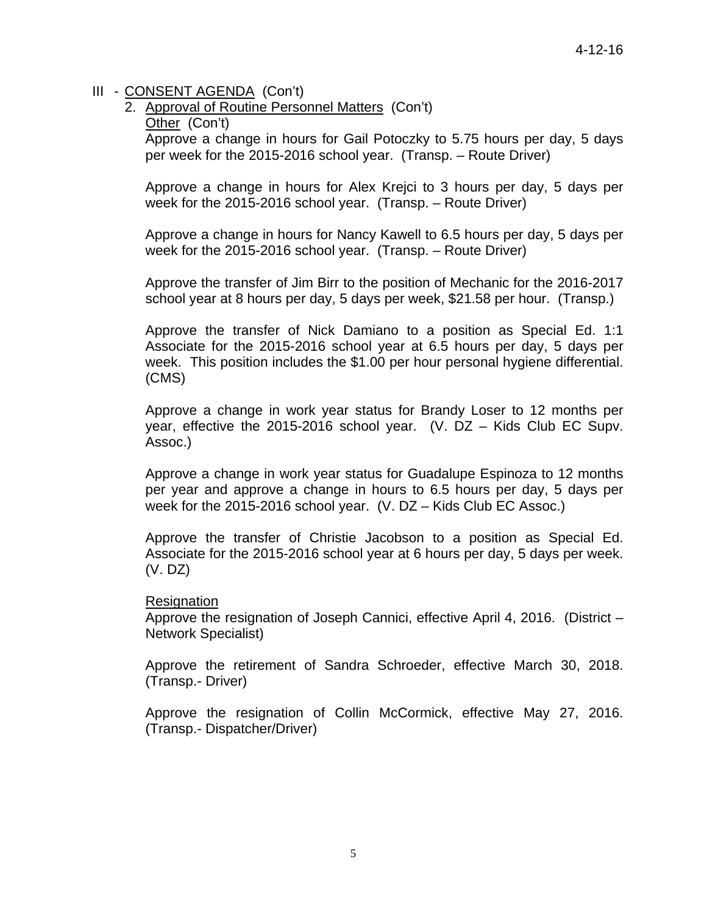III - <u>CONSENT AGENDA</u> (Con't)

2. <u>Approval of Routine Personnel Matters</u> (Con't)

<u>Other</u> (Con't)

Approve a change in hours for Gail Potoczky to 5.75 hours per day, 5 days per week for the 2015-2016 school year. (Transp. – Route Driver)

Approve a change in hours for Alex Krejci to 3 hours per day, 5 days per week for the 2015-2016 school year. (Transp. – Route Driver)

Approve a change in hours for Nancy Kawell to 6.5 hours per day, 5 days per week for the 2015-2016 school year. (Transp. – Route Driver)

Approve the transfer of Jim Birr to the position of Mechanic for the 2016-2017 school year at 8 hours per day, 5 days per week, $21.58 per hour. (Transp.)

Approve the transfer of Nick Damiano to a position as Special Ed. 1:1 Associate for the 2015-2016 school year at 6.5 hours per day, 5 days per week. This position includes the $1.00 per hour personal hygiene differential. (CMS)

Approve a change in work year status for Brandy Loser to 12 months per year, effective the 2015-2016 school year. (V. DZ – Kids Club EC Supv. Assoc.)

Approve a change in work year status for Guadalupe Espinoza to 12 months per year and approve a change in hours to 6.5 hours per day, 5 days per week for the 2015-2016 school year. (V. DZ – Kids Club EC Assoc.)

Approve the transfer of Christie Jacobson to a position as Special Ed. Associate for the 2015-2016 school year at 6 hours per day, 5 days per week. (V. DZ)

<u>Resignation</u>

Approve the resignation of Joseph Cannici, effective April 4, 2016. (District – Network Specialist)

Approve the retirement of Sandra Schroeder, effective March 30, 2018. (Transp.- Driver)

Approve the resignation of Collin McCormick, effective May 27, 2016. (Transp.- Dispatcher/Driver)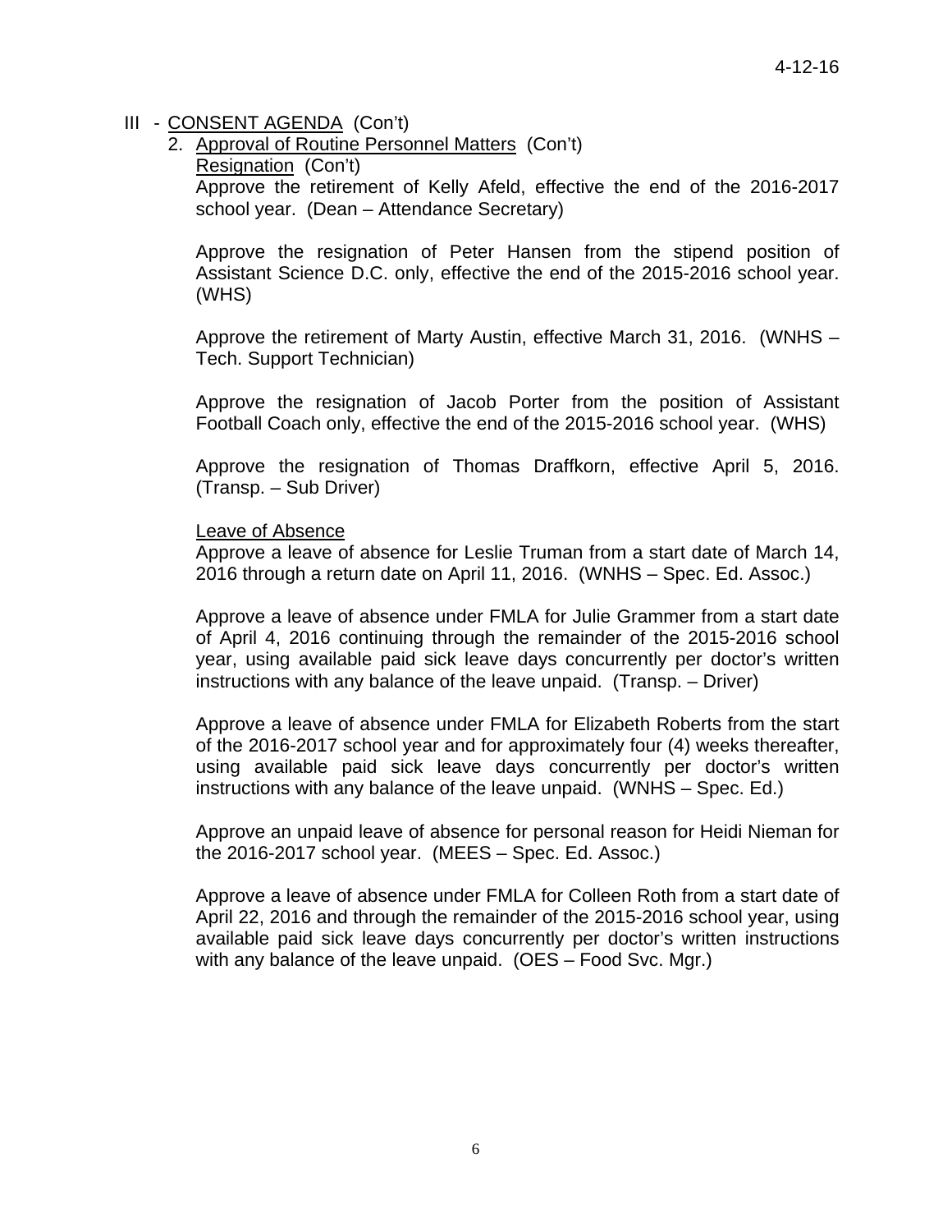III - CONSENT AGENDA (Con't)

2. Approval of Routine Personnel Matters (Con't)

Resignation (Con't)

Approve the retirement of Kelly Afeld, effective the end of the 2016-2017 school year. (Dean – Attendance Secretary)

Approve the resignation of Peter Hansen from the stipend position of Assistant Science D.C. only, effective the end of the 2015-2016 school year. (WHS)

Approve the retirement of Marty Austin, effective March 31, 2016. (WNHS – Tech. Support Technician)

Approve the resignation of Jacob Porter from the position of Assistant Football Coach only, effective the end of the 2015-2016 school year. (WHS)

Approve the resignation of Thomas Draffkorn, effective April 5, 2016. (Transp. – Sub Driver)

Leave of Absence

Approve a leave of absence for Leslie Truman from a start date of March 14, 2016 through a return date on April 11, 2016. (WNHS – Spec. Ed. Assoc.)

Approve a leave of absence under FMLA for Julie Grammer from a start date of April 4, 2016 continuing through the remainder of the 2015-2016 school year, using available paid sick leave days concurrently per doctor's written instructions with any balance of the leave unpaid. (Transp. – Driver)

Approve a leave of absence under FMLA for Elizabeth Roberts from the start of the 2016-2017 school year and for approximately four (4) weeks thereafter, using available paid sick leave days concurrently per doctor's written instructions with any balance of the leave unpaid. (WNHS – Spec. Ed.)

Approve an unpaid leave of absence for personal reason for Heidi Nieman for the 2016-2017 school year. (MEES – Spec. Ed. Assoc.)

Approve a leave of absence under FMLA for Colleen Roth from a start date of April 22, 2016 and through the remainder of the 2015-2016 school year, using available paid sick leave days concurrently per doctor's written instructions with any balance of the leave unpaid. (OES – Food Svc. Mgr.)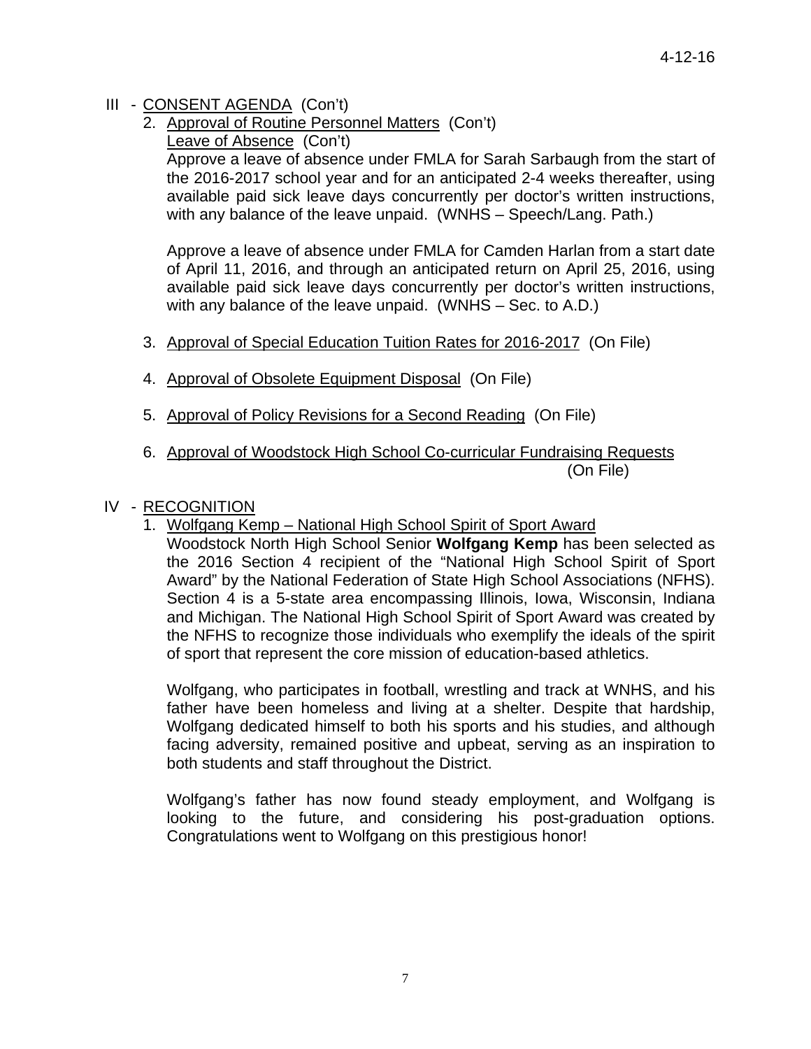III - CONSENT AGENDA (Con't)

2. Approval of Routine Personnel Matters (Con't)

   Leave of Absence (Con't)

   Approve a leave of absence under FMLA for Sarah Sarbaugh from the start of the 2016-2017 school year and for an anticipated 2-4 weeks thereafter, using available paid sick leave days concurrently per doctor's written instructions, with any balance of the leave unpaid. (WNHS – Speech/Lang. Path.)

   Approve a leave of absence under FMLA for Camden Harlan from a start date of April 11, 2016, and through an anticipated return on April 25, 2016, using available paid sick leave days concurrently per doctor's written instructions, with any balance of the leave unpaid. (WNHS – Sec. to A.D.)

3. Approval of Special Education Tuition Rates for 2016-2017 (On File)

4. Approval of Obsolete Equipment Disposal (On File)

5. Approval of Policy Revisions for a Second Reading (On File)

6. Approval of Woodstock High School Co-curricular Fundraising Requests (On File)

IV - RECOGNITION

1. Wolfgang Kemp – National High School Spirit of Sport Award

   Woodstock North High School Senior **Wolfgang Kemp** has been selected as the 2016 Section 4 recipient of the "National High School Spirit of Sport Award" by the National Federation of State High School Associations (NFHS). Section 4 is a 5-state area encompassing Illinois, Iowa, Wisconsin, Indiana and Michigan. The National High School Spirit of Sport Award was created by the NFHS to recognize those individuals who exemplify the ideals of the spirit of sport that represent the core mission of education-based athletics.

   Wolfgang, who participates in football, wrestling and track at WNHS, and his father have been homeless and living at a shelter. Despite that hardship, Wolfgang dedicated himself to both his sports and his studies, and although facing adversity, remained positive and upbeat, serving as an inspiration to both students and staff throughout the District.

   Wolfgang's father has now found steady employment, and Wolfgang is looking to the future, and considering his post-graduation options. Congratulations went to Wolfgang on this prestigious honor!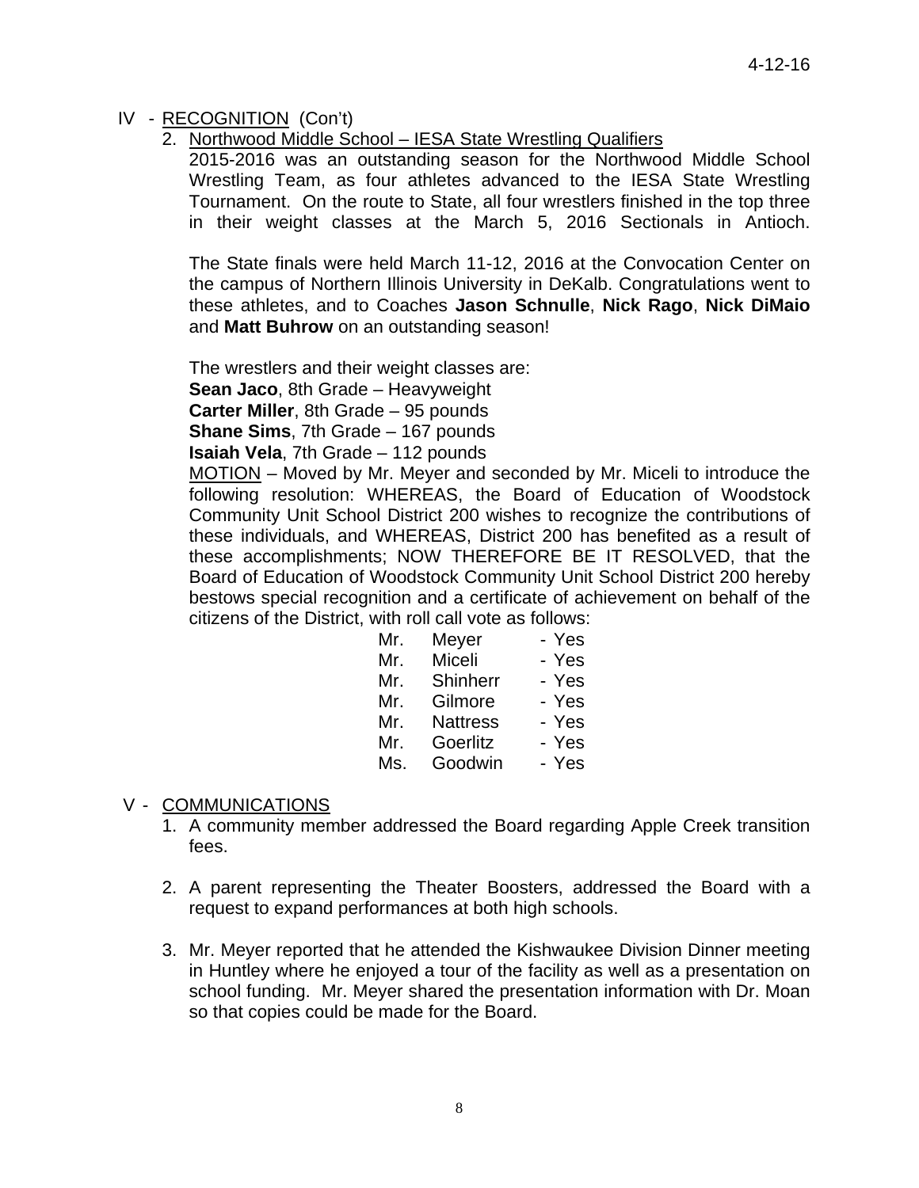## IV - RECOGNITION (Con't)

2. Northwood Middle School – IESA State Wrestling Qualifiers

   2015-2016 was an outstanding season for the Northwood Middle School Wrestling Team, as four athletes advanced to the IESA State Wrestling Tournament. On the route to State, all four wrestlers finished in the top three in their weight classes at the March 5, 2016 Sectionals in Antioch.

   The State finals were held March 11-12, 2016 at the Convocation Center on the campus of Northern Illinois University in DeKalb. Congratulations went to these athletes, and to Coaches **Jason Schnulle**, **Nick Rago**, **Nick DiMaio** and **Matt Buhrow** on an outstanding season!

   The wrestlers and their weight classes are:
   **Sean Jaco**, 8th Grade – Heavyweight
   **Carter Miller**, 8th Grade – 95 pounds
   **Shane Sims**, 7th Grade – 167 pounds
   **Isaiah Vela**, 7th Grade – 112 pounds

   MOTION – Moved by Mr. Meyer and seconded by Mr. Miceli to introduce the following resolution: WHEREAS, the Board of Education of Woodstock Community Unit School District 200 wishes to recognize the contributions of these individuals, and WHEREAS, District 200 has benefited as a result of these accomplishments; NOW THEREFORE BE IT RESOLVED, that the Board of Education of Woodstock Community Unit School District 200 hereby bestows special recognition and a certificate of achievement on behalf of the citizens of the District, with roll call vote as follows:

   Mr. Meyer - Yes
   Mr. Miceli - Yes
   Mr. Shinherr - Yes
   Mr. Gilmore - Yes
   Mr. Nattress - Yes
   Mr. Goerlitz - Yes
   Ms. Goodwin - Yes

## V - COMMUNICATIONS

1. A community member addressed the Board regarding Apple Creek transition fees.

2. A parent representing the Theater Boosters, addressed the Board with a request to expand performances at both high schools.

3. Mr. Meyer reported that he attended the Kishwaukee Division Dinner meeting in Huntley where he enjoyed a tour of the facility as well as a presentation on school funding. Mr. Meyer shared the presentation information with Dr. Moan so that copies could be made for the Board.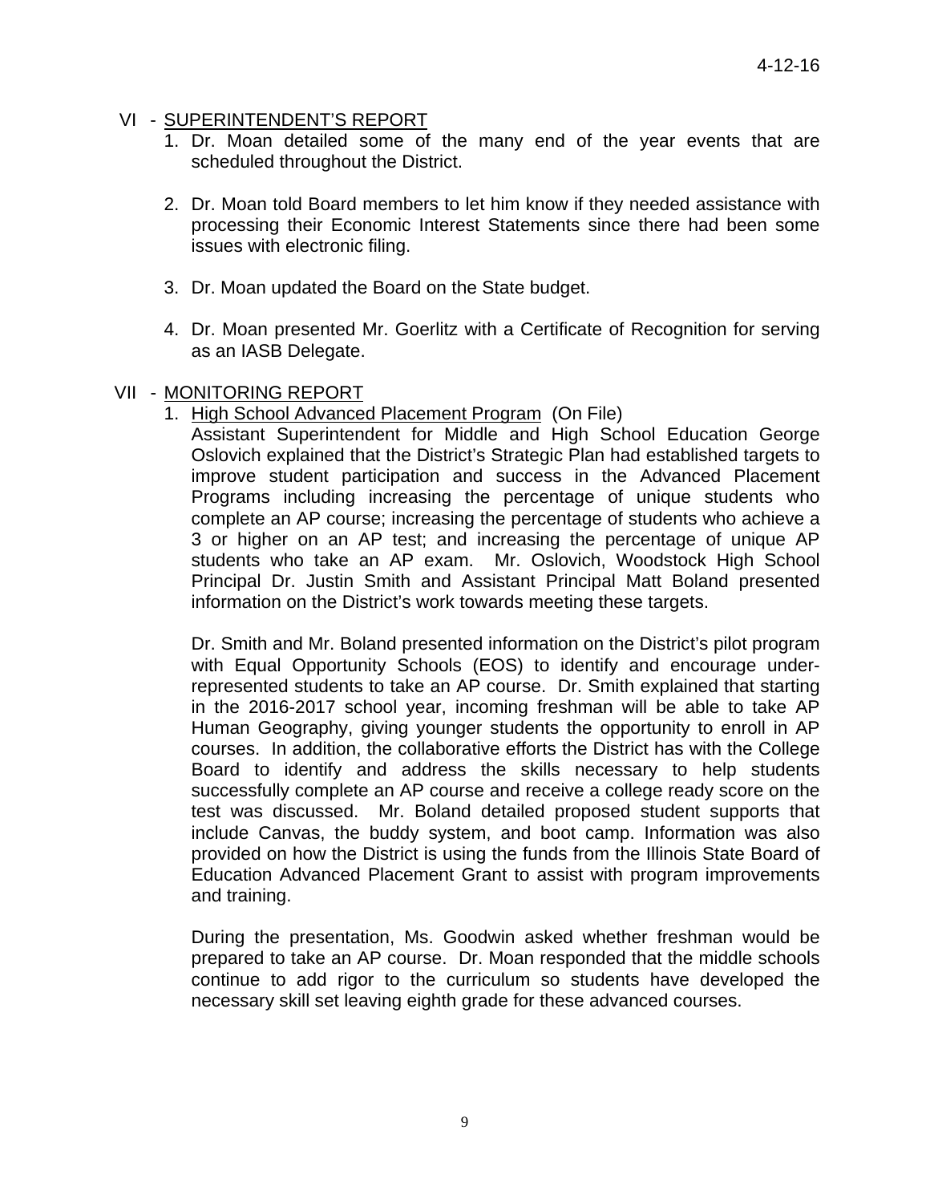## VI - SUPERINTENDENT'S REPORT

1. Dr. Moan detailed some of the many end of the year events that are scheduled throughout the District.

2. Dr. Moan told Board members to let him know if they needed assistance with processing their Economic Interest Statements since there had been some issues with electronic filing.

3. Dr. Moan updated the Board on the State budget.

4. Dr. Moan presented Mr. Goerlitz with a Certificate of Recognition for serving as an IASB Delegate.

## VII - MONITORING REPORT

1. High School Advanced Placement Program (On File)

   Assistant Superintendent for Middle and High School Education George Oslovich explained that the District's Strategic Plan had established targets to improve student participation and success in the Advanced Placement Programs including increasing the percentage of unique students who complete an AP course; increasing the percentage of students who achieve a 3 or higher on an AP test; and increasing the percentage of unique AP students who take an AP exam. Mr. Oslovich, Woodstock High School Principal Dr. Justin Smith and Assistant Principal Matt Boland presented information on the District's work towards meeting these targets.

   Dr. Smith and Mr. Boland presented information on the District's pilot program with Equal Opportunity Schools (EOS) to identify and encourage under-represented students to take an AP course. Dr. Smith explained that starting in the 2016-2017 school year, incoming freshman will be able to take AP Human Geography, giving younger students the opportunity to enroll in AP courses. In addition, the collaborative efforts the District has with the College Board to identify and address the skills necessary to help students successfully complete an AP course and receive a college ready score on the test was discussed. Mr. Boland detailed proposed student supports that include Canvas, the buddy system, and boot camp. Information was also provided on how the District is using the funds from the Illinois State Board of Education Advanced Placement Grant to assist with program improvements and training.

   During the presentation, Ms. Goodwin asked whether freshman would be prepared to take an AP course. Dr. Moan responded that the middle schools continue to add rigor to the curriculum so students have developed the necessary skill set leaving eighth grade for these advanced courses.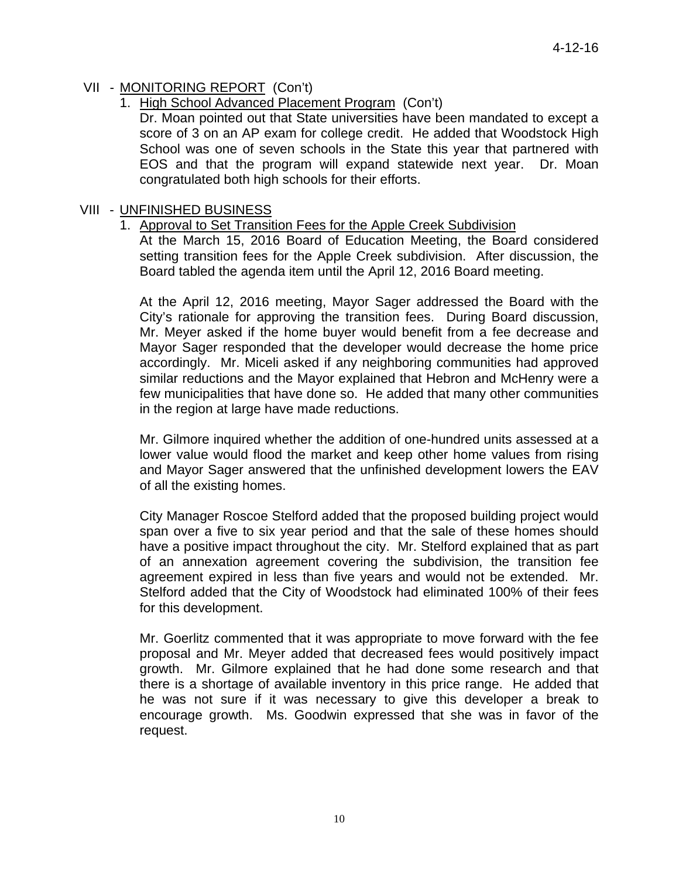## VII - MONITORING REPORT (Con't)

1. High School Advanced Placement Program (Con't)

   Dr. Moan pointed out that State universities have been mandated to except a score of 3 on an AP exam for college credit. He added that Woodstock High School was one of seven schools in the State this year that partnered with EOS and that the program will expand statewide next year. Dr. Moan congratulated both high schools for their efforts.

## VIII - UNFINISHED BUSINESS

1. Approval to Set Transition Fees for the Apple Creek Subdivision

   At the March 15, 2016 Board of Education Meeting, the Board considered setting transition fees for the Apple Creek subdivision. After discussion, the Board tabled the agenda item until the April 12, 2016 Board meeting.

   At the April 12, 2016 meeting, Mayor Sager addressed the Board with the City's rationale for approving the transition fees. During Board discussion, Mr. Meyer asked if the home buyer would benefit from a fee decrease and Mayor Sager responded that the developer would decrease the home price accordingly. Mr. Miceli asked if any neighboring communities had approved similar reductions and the Mayor explained that Hebron and McHenry were a few municipalities that have done so. He added that many other communities in the region at large have made reductions.

   Mr. Gilmore inquired whether the addition of one-hundred units assessed at a lower value would flood the market and keep other home values from rising and Mayor Sager answered that the unfinished development lowers the EAV of all the existing homes.

   City Manager Roscoe Stelford added that the proposed building project would span over a five to six year period and that the sale of these homes should have a positive impact throughout the city. Mr. Stelford explained that as part of an annexation agreement covering the subdivision, the transition fee agreement expired in less than five years and would not be extended. Mr. Stelford added that the City of Woodstock had eliminated 100% of their fees for this development.

   Mr. Goerlitz commented that it was appropriate to move forward with the fee proposal and Mr. Meyer added that decreased fees would positively impact growth. Mr. Gilmore explained that he had done some research and that there is a shortage of available inventory in this price range. He added that he was not sure if it was necessary to give this developer a break to encourage growth. Ms. Goodwin expressed that she was in favor of the request.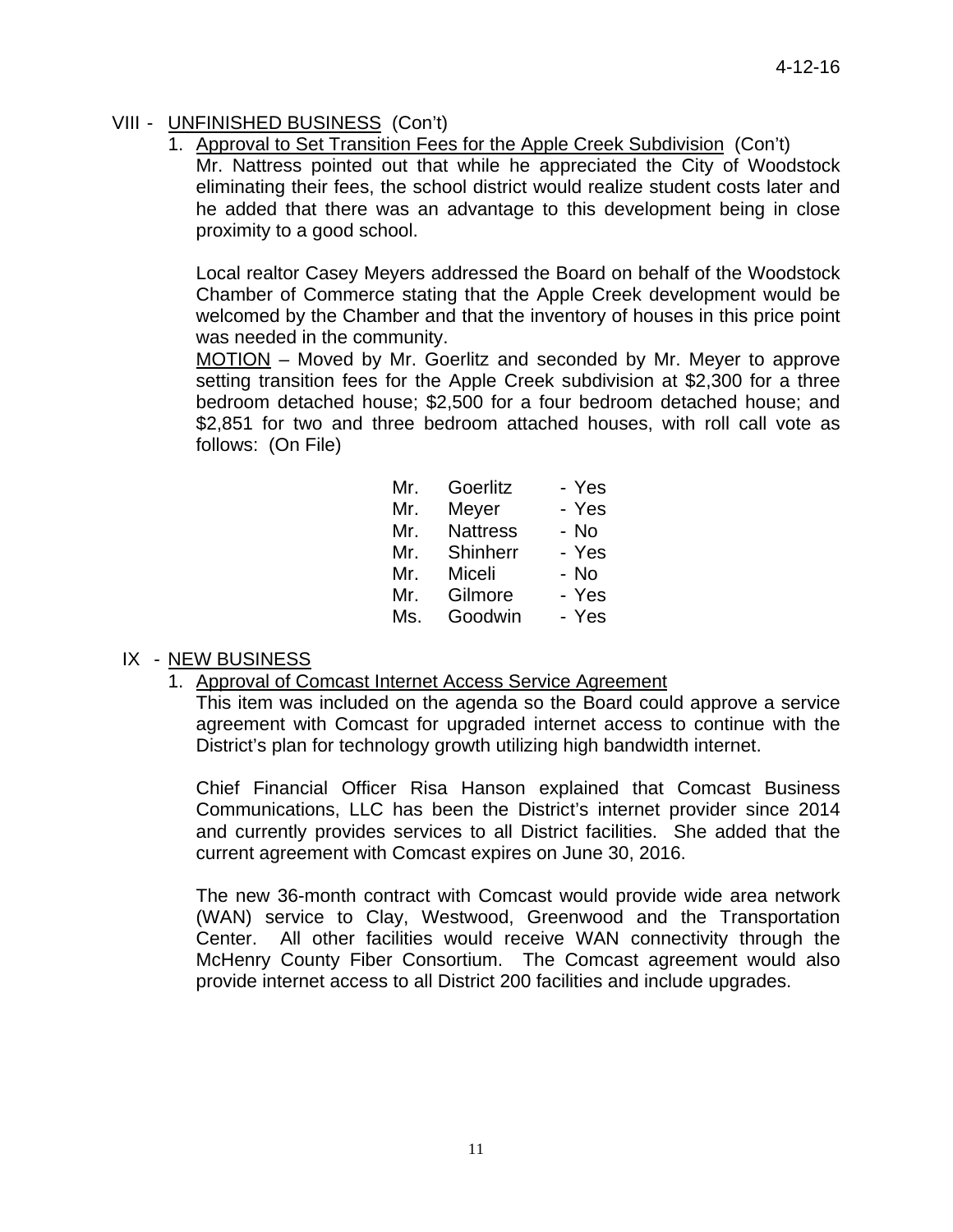## VIII - UNFINISHED BUSINESS (Con't)

1. Approval to Set Transition Fees for the Apple Creek Subdivision (Con't)

   Mr. Nattress pointed out that while he appreciated the City of Woodstock eliminating their fees, the school district would realize student costs later and he added that there was an advantage to this development being in close proximity to a good school.

   Local realtor Casey Meyers addressed the Board on behalf of the Woodstock Chamber of Commerce stating that the Apple Creek development would be welcomed by the Chamber and that the inventory of houses in this price point was needed in the community.

   MOTION – Moved by Mr. Goerlitz and seconded by Mr. Meyer to approve setting transition fees for the Apple Creek subdivision at $2,300 for a three bedroom detached house; $2,500 for a four bedroom detached house; and $2,851 for two and three bedroom attached houses, with roll call vote as follows: (On File)

| | | |
|---|---|---|
| Mr. | Goerlitz | - Yes |
| Mr. | Meyer | - Yes |
| Mr. | Nattress | - No |
| Mr. | Shinherr | - Yes |
| Mr. | Miceli | - No |
| Mr. | Gilmore | - Yes |
| Ms. | Goodwin | - Yes |

## IX - NEW BUSINESS

1. Approval of Comcast Internet Access Service Agreement

   This item was included on the agenda so the Board could approve a service agreement with Comcast for upgraded internet access to continue with the District's plan for technology growth utilizing high bandwidth internet.

   Chief Financial Officer Risa Hanson explained that Comcast Business Communications, LLC has been the District's internet provider since 2014 and currently provides services to all District facilities. She added that the current agreement with Comcast expires on June 30, 2016.

   The new 36-month contract with Comcast would provide wide area network (WAN) service to Clay, Westwood, Greenwood and the Transportation Center. All other facilities would receive WAN connectivity through the McHenry County Fiber Consortium. The Comcast agreement would also provide internet access to all District 200 facilities and include upgrades.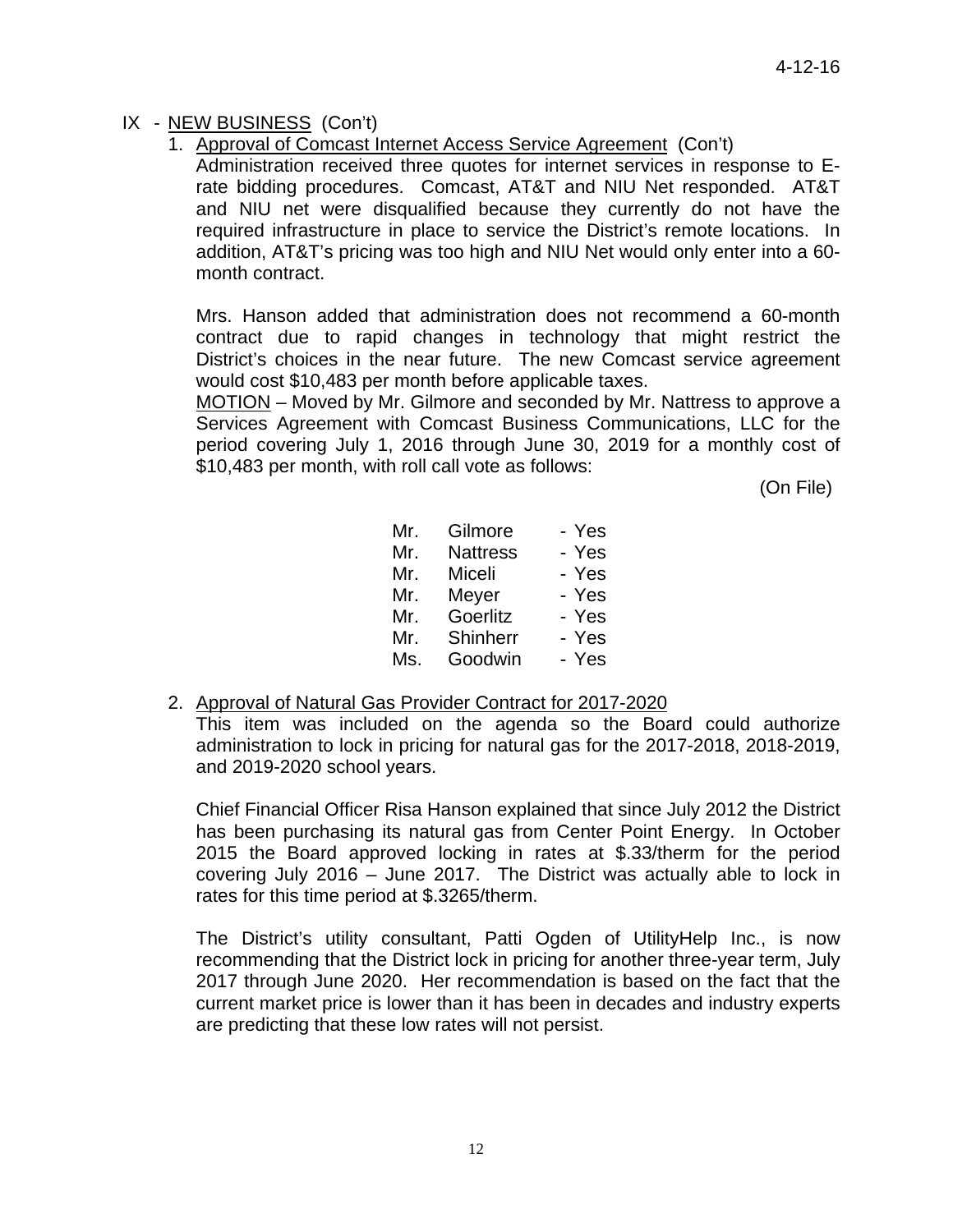IX - <u>NEW BUSINESS</u> (Con't)

1. <u>Approval of Comcast Internet Access Service Agreement</u> (Con't)

   Administration received three quotes for internet services in response to E-rate bidding procedures. Comcast, AT&T and NIU Net responded. AT&T and NIU net were disqualified because they currently do not have the required infrastructure in place to service the District's remote locations. In addition, AT&T's pricing was too high and NIU Net would only enter into a 60-month contract.

   Mrs. Hanson added that administration does not recommend a 60-month contract due to rapid changes in technology that might restrict the District's choices in the near future. The new Comcast service agreement would cost $10,483 per month before applicable taxes.

   <u>MOTION</u> – Moved by Mr. Gilmore and seconded by Mr. Nattress to approve a Services Agreement with Comcast Business Communications, LLC for the period covering July 1, 2016 through June 30, 2019 for a monthly cost of $10,483 per month, with roll call vote as follows:

   (On File)

   | | | |
   |---|---|---|
   | Mr. | Gilmore | - Yes |
   | Mr. | Nattress | - Yes |
   | Mr. | Miceli | - Yes |
   | Mr. | Meyer | - Yes |
   | Mr. | Goerlitz | - Yes |
   | Mr. | Shinherr | - Yes |
   | Ms. | Goodwin | - Yes |

2. <u>Approval of Natural Gas Provider Contract for 2017-2020</u>

   This item was included on the agenda so the Board could authorize administration to lock in pricing for natural gas for the 2017-2018, 2018-2019, and 2019-2020 school years.

   Chief Financial Officer Risa Hanson explained that since July 2012 the District has been purchasing its natural gas from Center Point Energy. In October 2015 the Board approved locking in rates at $.33/therm for the period covering July 2016 – June 2017. The District was actually able to lock in rates for this time period at $.3265/therm.

   The District's utility consultant, Patti Ogden of UtilityHelp Inc., is now recommending that the District lock in pricing for another three-year term, July 2017 through June 2020. Her recommendation is based on the fact that the current market price is lower than it has been in decades and industry experts are predicting that these low rates will not persist.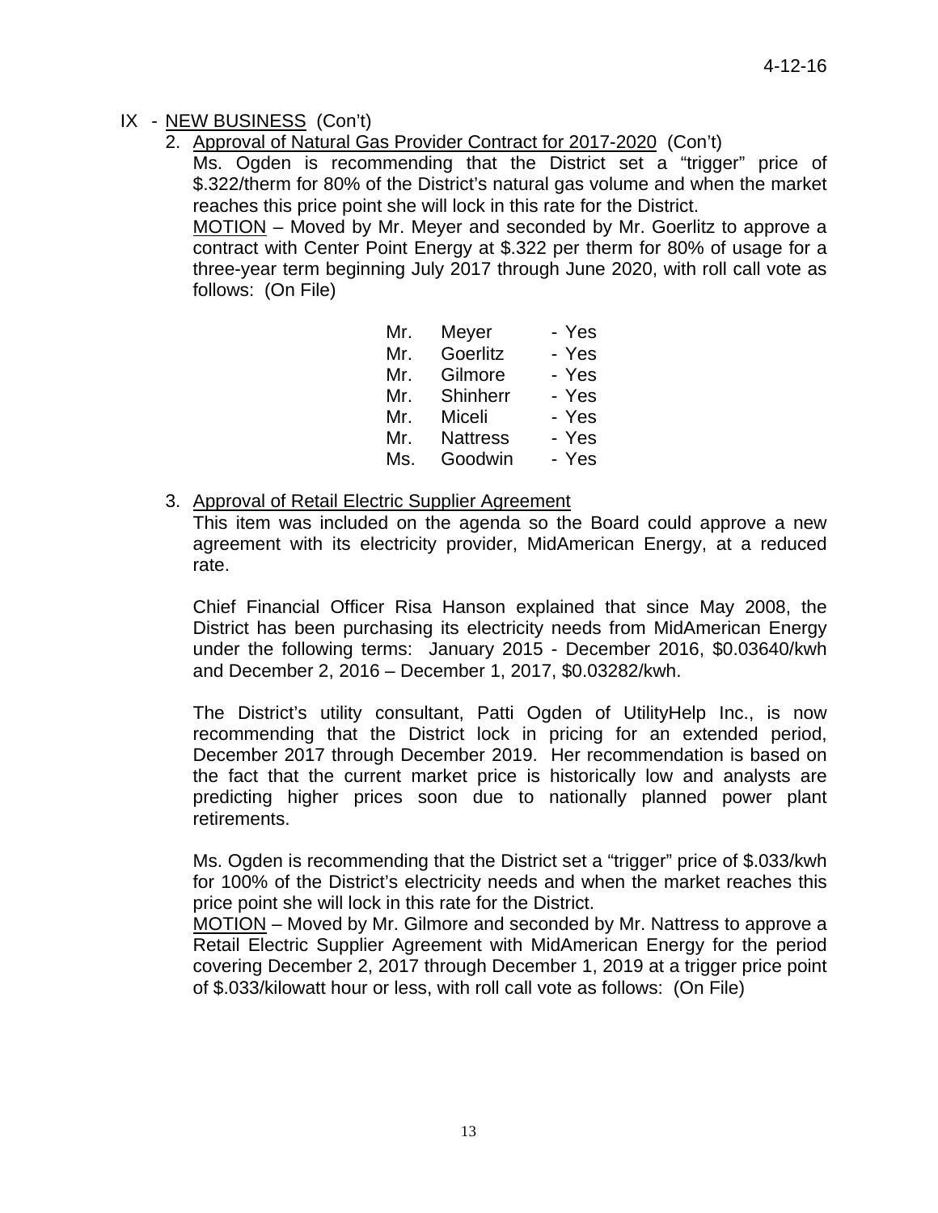IX - NEW BUSINESS (Con't)

2. Approval of Natural Gas Provider Contract for 2017-2020 (Con't)

   Ms. Ogden is recommending that the District set a "trigger" price of $.322/therm for 80% of the District's natural gas volume and when the market reaches this price point she will lock in this rate for the District.

   MOTION – Moved by Mr. Meyer and seconded by Mr. Goerlitz to approve a contract with Center Point Energy at $.322 per therm for 80% of usage for a three-year term beginning July 2017 through June 2020, with roll call vote as follows: (On File)

   | | | |
   |---|---|---|
   | Mr. | Meyer | - Yes |
   | Mr. | Goerlitz | - Yes |
   | Mr. | Gilmore | - Yes |
   | Mr. | Shinherr | - Yes |
   | Mr. | Miceli | - Yes |
   | Mr. | Nattress | - Yes |
   | Ms. | Goodwin | - Yes |

3. Approval of Retail Electric Supplier Agreement

   This item was included on the agenda so the Board could approve a new agreement with its electricity provider, MidAmerican Energy, at a reduced rate.

   Chief Financial Officer Risa Hanson explained that since May 2008, the District has been purchasing its electricity needs from MidAmerican Energy under the following terms: January 2015 - December 2016, $0.03640/kwh and December 2, 2016 – December 1, 2017, $0.03282/kwh.

   The District's utility consultant, Patti Ogden of UtilityHelp Inc., is now recommending that the District lock in pricing for an extended period, December 2017 through December 2019. Her recommendation is based on the fact that the current market price is historically low and analysts are predicting higher prices soon due to nationally planned power plant retirements.

   Ms. Ogden is recommending that the District set a "trigger" price of $.033/kwh for 100% of the District's electricity needs and when the market reaches this price point she will lock in this rate for the District.

   MOTION – Moved by Mr. Gilmore and seconded by Mr. Nattress to approve a Retail Electric Supplier Agreement with MidAmerican Energy for the period covering December 2, 2017 through December 1, 2019 at a trigger price point of $.033/kilowatt hour or less, with roll call vote as follows: (On File)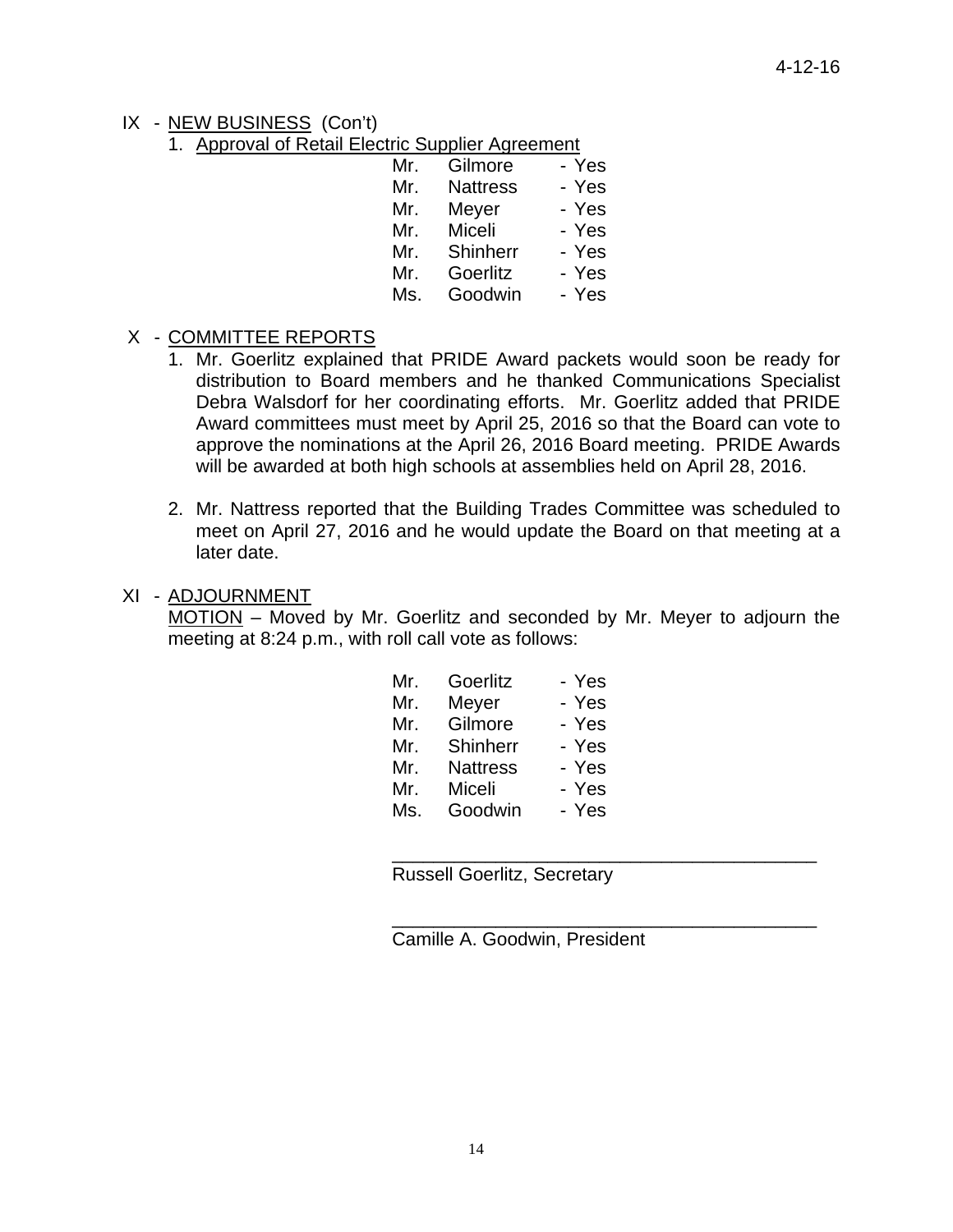IX - NEW BUSINESS (Con't)

1. Approval of Retail Electric Supplier Agreement

| | | |
|---|---|---|
| Mr. | Gilmore | - Yes |
| Mr. | Nattress | - Yes |
| Mr. | Meyer | - Yes |
| Mr. | Miceli | - Yes |
| Mr. | Shinherr | - Yes |
| Mr. | Goerlitz | - Yes |
| Ms. | Goodwin | - Yes |

X - COMMITTEE REPORTS

1. Mr. Goerlitz explained that PRIDE Award packets would soon be ready for distribution to Board members and he thanked Communications Specialist Debra Walsdorf for her coordinating efforts. Mr. Goerlitz added that PRIDE Award committees must meet by April 25, 2016 so that the Board can vote to approve the nominations at the April 26, 2016 Board meeting. PRIDE Awards will be awarded at both high schools at assemblies held on April 28, 2016.

2. Mr. Nattress reported that the Building Trades Committee was scheduled to meet on April 27, 2016 and he would update the Board on that meeting at a later date.

XI - ADJOURNMENT

MOTION – Moved by Mr. Goerlitz and seconded by Mr. Meyer to adjourn the meeting at 8:24 p.m., with roll call vote as follows:

| | | |
|---|---|---|
| Mr. | Goerlitz | - Yes |
| Mr. | Meyer | - Yes |
| Mr. | Gilmore | - Yes |
| Mr. | Shinherr | - Yes |
| Mr. | Nattress | - Yes |
| Mr. | Miceli | - Yes |
| Ms. | Goodwin | - Yes |

\_\_\_\_\_\_\_\_\_\_\_\_\_\_\_\_\_\_\_\_\_\_\_\_\_\_\_\_\_\_\_\_\_\_\_\_\_\_\_\_

Russell Goerlitz, Secretary

\_\_\_\_\_\_\_\_\_\_\_\_\_\_\_\_\_\_\_\_\_\_\_\_\_\_\_\_\_\_\_\_\_\_\_\_\_\_\_\_

Camille A. Goodwin, President